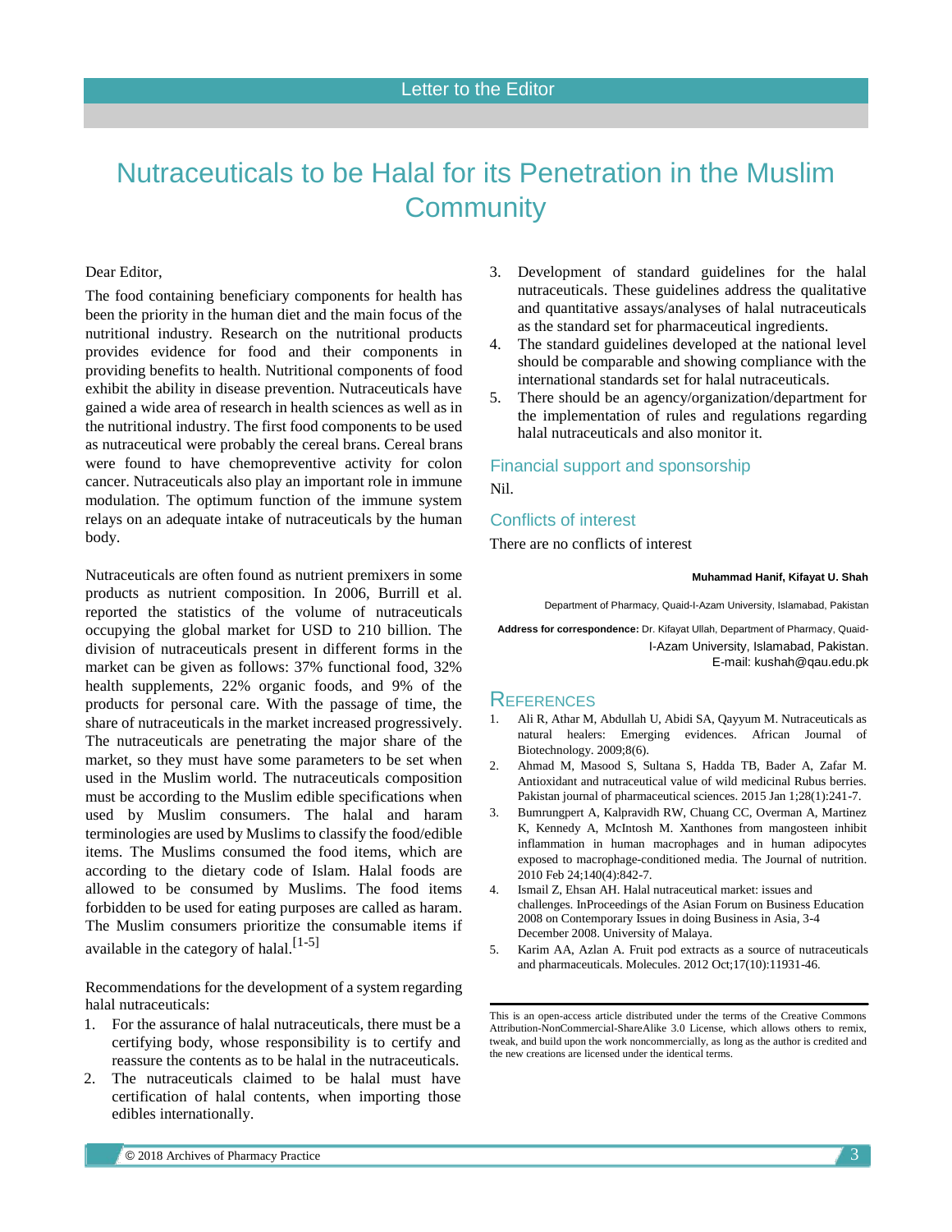Letter to the Editor

# Nutraceuticals to be Halal for its Penetration in the Muslim Community

Dear Editor,

The food containing beneficiary components for health has been the priority in the human diet and the main focus of the nutritional industry. Research on the nutritional products provides evidence for food and their components in providing benefits to health. Nutritional components of food exhibit the ability in disease prevention. Nutraceuticals have gained a wide area of research in health sciences as well as in the nutritional industry. The first food components to be used as nutraceutical were probably the cereal brans. Cereal brans were found to have chemopreventive activity for colon cancer. Nutraceuticals also play an important role in immune modulation. The optimum function of the immune system relays on an adequate intake of nutraceuticals by the human body.

Nutraceuticals are often found as nutrient premixers in some products as nutrient composition. In 2006, Burrill et al. reported the statistics of the volume of nutraceuticals occupying the global market for USD to 210 billion. The division of nutraceuticals present in different forms in the market can be given as follows: 37% functional food, 32% health supplements, 22% organic foods, and 9% of the products for personal care. With the passage of time, the share of nutraceuticals in the market increased progressively. The nutraceuticals are penetrating the major share of the market, so they must have some parameters to be set when used in the Muslim world. The nutraceuticals composition must be according to the Muslim edible specifications when used by Muslim consumers. The halal and haram terminologies are used by Muslims to classify the food/edible items. The Muslims consumed the food items, which are according to the dietary code of Islam. Halal foods are allowed to be consumed by Muslims. The food items forbidden to be used for eating purposes are called as haram. The Muslim consumers prioritize the consumable items if available in the category of halal.[1-5]

Recommendations for the development of a system regarding halal nutraceuticals:

1. For the assurance of halal nutraceuticals, there must be a certifying body, whose responsibility is to certify and reassure the contents as to be halal in the nutraceuticals.
2. The nutraceuticals claimed to be halal must have certification of halal contents, when importing those edibles internationally.
3. Development of standard guidelines for the halal nutraceuticals. These guidelines address the qualitative and quantitative assays/analyses of halal nutraceuticals as the standard set for pharmaceutical ingredients.
4. The standard guidelines developed at the national level should be comparable and showing compliance with the international standards set for halal nutraceuticals.
5. There should be an agency/organization/department for the implementation of rules and regulations regarding halal nutraceuticals and also monitor it.

## Financial support and sponsorship

Nil.

## Conflicts of interest

There are no conflicts of interest

**Muhammad Hanif, Kifayat U. Shah**

Department of Pharmacy, Quaid-I-Azam University, Islamabad, Pakistan

**Address for correspondence:** Dr. Kifayat Ullah, Department of Pharmacy, Quaid-I-Azam University, Islamabad, Pakistan.
E-mail: kushah@qau.edu.pk

## References

1. Ali R, Athar M, Abdullah U, Abidi SA, Qayyum M. Nutraceuticals as natural healers: Emerging evidences. African Journal of Biotechnology. 2009;8(6).
2. Ahmad M, Masood S, Sultana S, Hadda TB, Bader A, Zafar M. Antioxidant and nutraceutical value of wild medicinal Rubus berries. Pakistan journal of pharmaceutical sciences. 2015 Jan 1;28(1):241-7.
3. Bumrungpert A, Kalpravidh RW, Chuang CC, Overman A, Martinez K, Kennedy A, McIntosh M. Xanthones from mangosteen inhibit inflammation in human macrophages and in human adipocytes exposed to macrophage-conditioned media. The Journal of nutrition. 2010 Feb 24;140(4):842-7.
4. Ismail Z, Ehsan AH. Halal nutraceutical market: issues and challenges. InProceedings of the Asian Forum on Business Education 2008 on Contemporary Issues in doing Business in Asia, 3-4 December 2008. University of Malaya.
5. Karim AA, Azlan A. Fruit pod extracts as a source of nutraceuticals and pharmaceuticals. Molecules. 2012 Oct;17(10):11931-46.

This is an open-access article distributed under the terms of the Creative Commons Attribution-NonCommercial-ShareAlike 3.0 License, which allows others to remix, tweak, and build upon the work noncommercially, as long as the author is credited and the new creations are licensed under the identical terms.

© 2018 Archives of Pharmacy Practice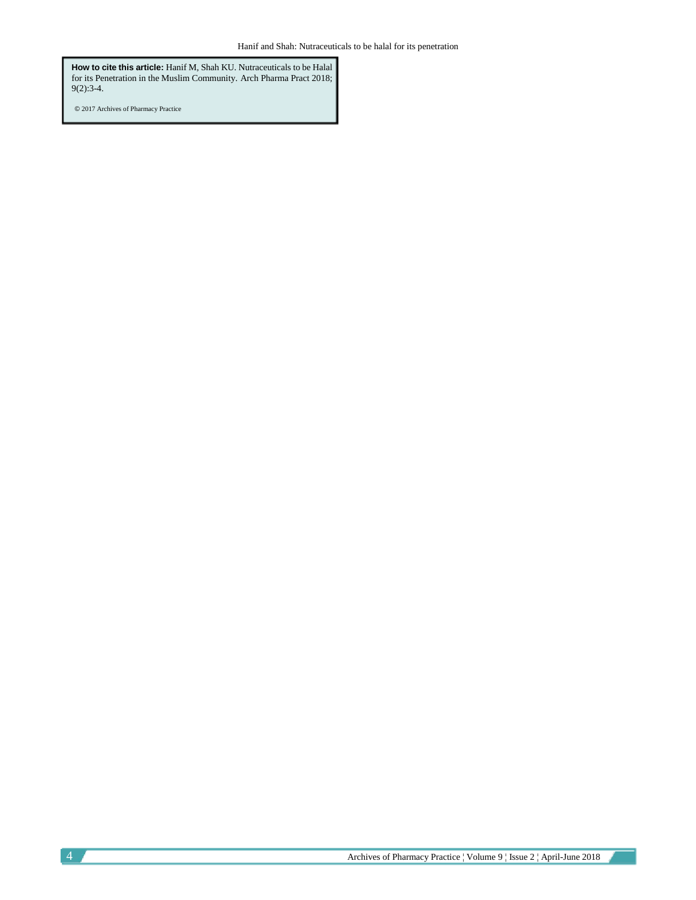**How to cite this article:** Hanif M, Shah KU. Nutraceuticals to be Halal for its Penetration in the Muslim Community. Arch Pharma Pract 2018; 9(2):3-4.

© 2017 Archives of Pharmacy Practice